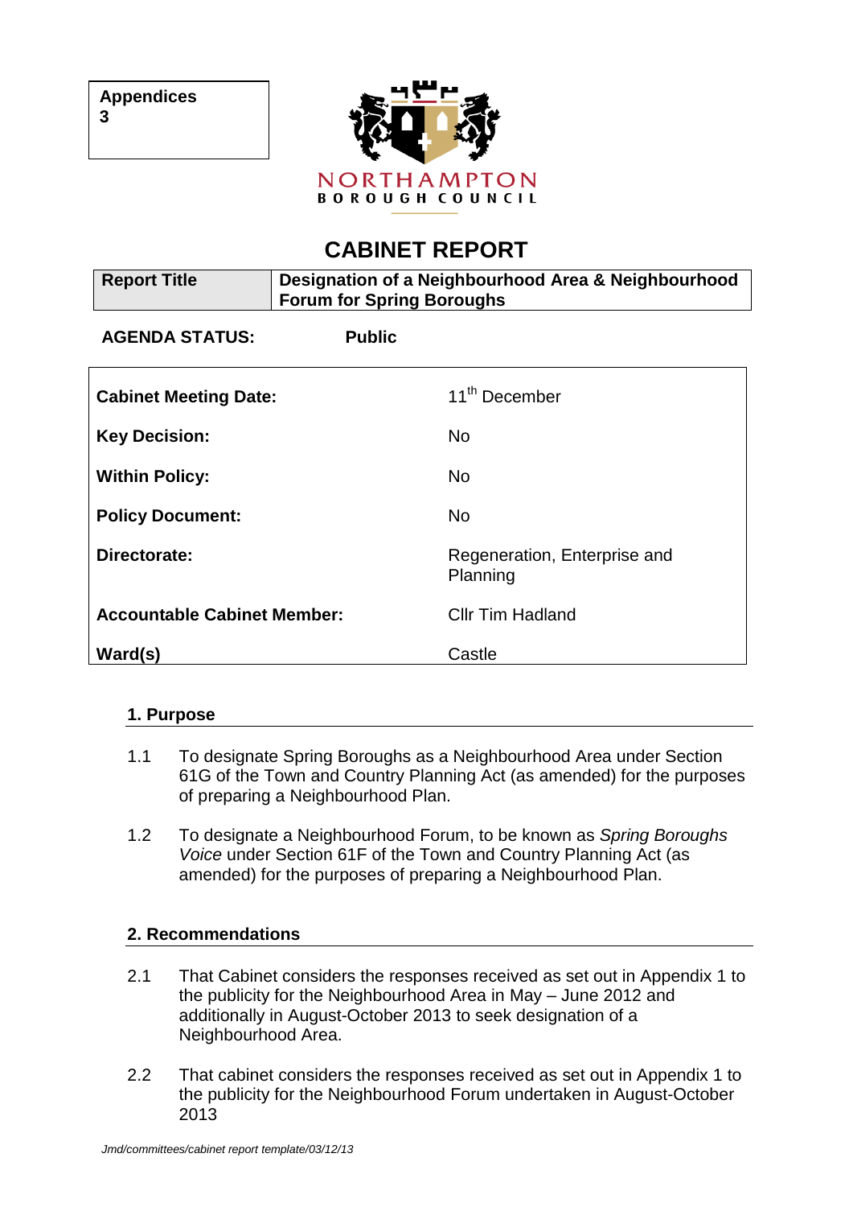**Appendices**
**3**

NORTHAMPTON
BOROUGH COUNCIL

# CABINET REPORT

| **Report Title** | **Designation of a Neighbourhood Area & Neighbourhood Forum for Spring Boroughs** |
|---|---|

**AGENDA STATUS:** **Public**

| | |
|---|---|
| **Cabinet Meeting Date:** | 11th December |
| **Key Decision:** | No |
| **Within Policy:** | No |
| **Policy Document:** | No |
| **Directorate:** | Regeneration, Enterprise and Planning |
| **Accountable Cabinet Member:** | Cllr Tim Hadland |
| **Ward(s)** | Castle |

## 1. Purpose

1.1 To designate Spring Boroughs as a Neighbourhood Area under Section 61G of the Town and Country Planning Act (as amended) for the purposes of preparing a Neighbourhood Plan.

1.2 To designate a Neighbourhood Forum, to be known as *Spring Boroughs Voice* under Section 61F of the Town and Country Planning Act (as amended) for the purposes of preparing a Neighbourhood Plan.

## 2. Recommendations

2.1 That Cabinet considers the responses received as set out in Appendix 1 to the publicity for the Neighbourhood Area in May – June 2012 and additionally in August-October 2013 to seek designation of a Neighbourhood Area.

2.2 That cabinet considers the responses received as set out in Appendix 1 to the publicity for the Neighbourhood Forum undertaken in August-October 2013

*Jmd/committees/cabinet report template/03/12/13*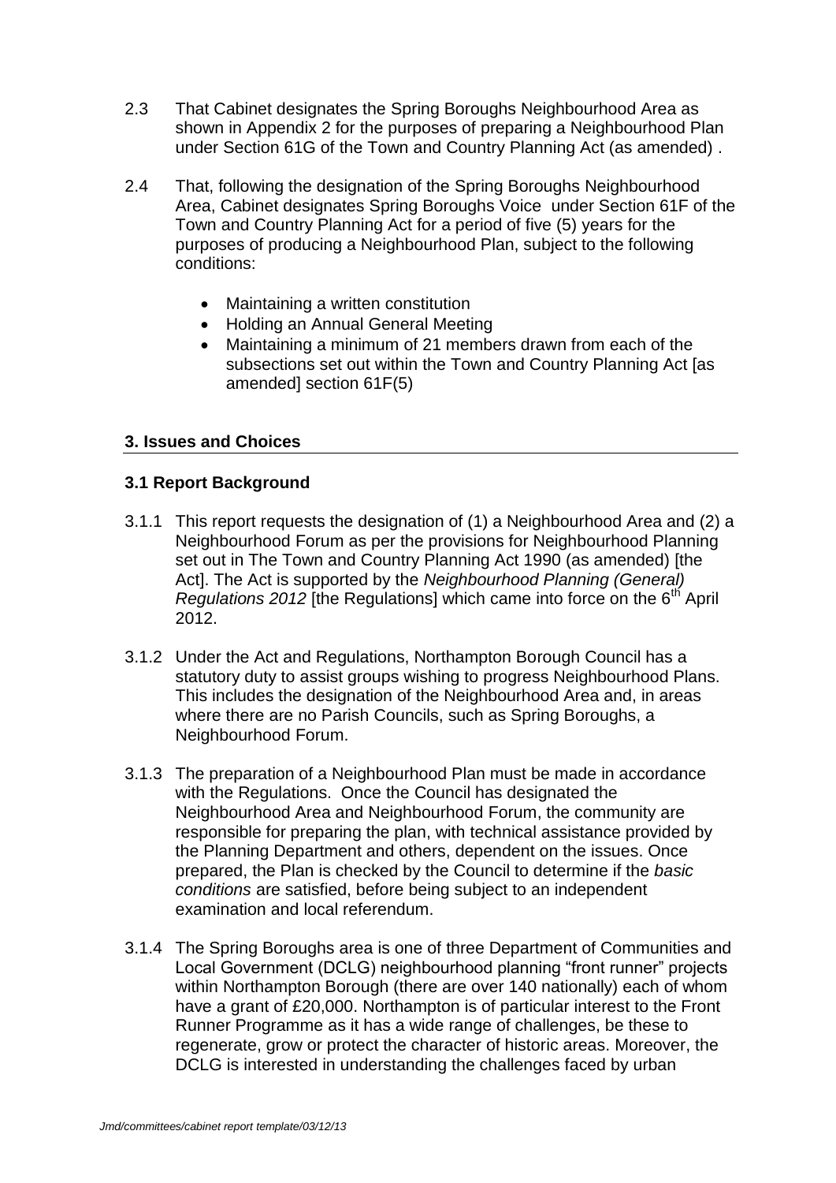2.3 That Cabinet designates the Spring Boroughs Neighbourhood Area as shown in Appendix 2 for the purposes of preparing a Neighbourhood Plan under Section 61G of the Town and Country Planning Act (as amended) .

2.4 That, following the designation of the Spring Boroughs Neighbourhood Area, Cabinet designates Spring Boroughs Voice under Section 61F of the Town and Country Planning Act for a period of five (5) years for the purposes of producing a Neighbourhood Plan, subject to the following conditions:

- Maintaining a written constitution
- Holding an Annual General Meeting
- Maintaining a minimum of 21 members drawn from each of the subsections set out within the Town and Country Planning Act [as amended] section 61F(5)

## 3. Issues and Choices

### 3.1 Report Background

3.1.1 This report requests the designation of (1) a Neighbourhood Area and (2) a Neighbourhood Forum as per the provisions for Neighbourhood Planning set out in The Town and Country Planning Act 1990 (as amended) [the Act]. The Act is supported by the *Neighbourhood Planning (General) Regulations 2012* [the Regulations] which came into force on the 6th April 2012.

3.1.2 Under the Act and Regulations, Northampton Borough Council has a statutory duty to assist groups wishing to progress Neighbourhood Plans. This includes the designation of the Neighbourhood Area and, in areas where there are no Parish Councils, such as Spring Boroughs, a Neighbourhood Forum.

3.1.3 The preparation of a Neighbourhood Plan must be made in accordance with the Regulations. Once the Council has designated the Neighbourhood Area and Neighbourhood Forum, the community are responsible for preparing the plan, with technical assistance provided by the Planning Department and others, dependent on the issues. Once prepared, the Plan is checked by the Council to determine if the *basic conditions* are satisfied, before being subject to an independent examination and local referendum.

3.1.4 The Spring Boroughs area is one of three Department of Communities and Local Government (DCLG) neighbourhood planning "front runner" projects within Northampton Borough (there are over 140 nationally) each of whom have a grant of £20,000. Northampton is of particular interest to the Front Runner Programme as it has a wide range of challenges, be these to regenerate, grow or protect the character of historic areas. Moreover, the DCLG is interested in understanding the challenges faced by urban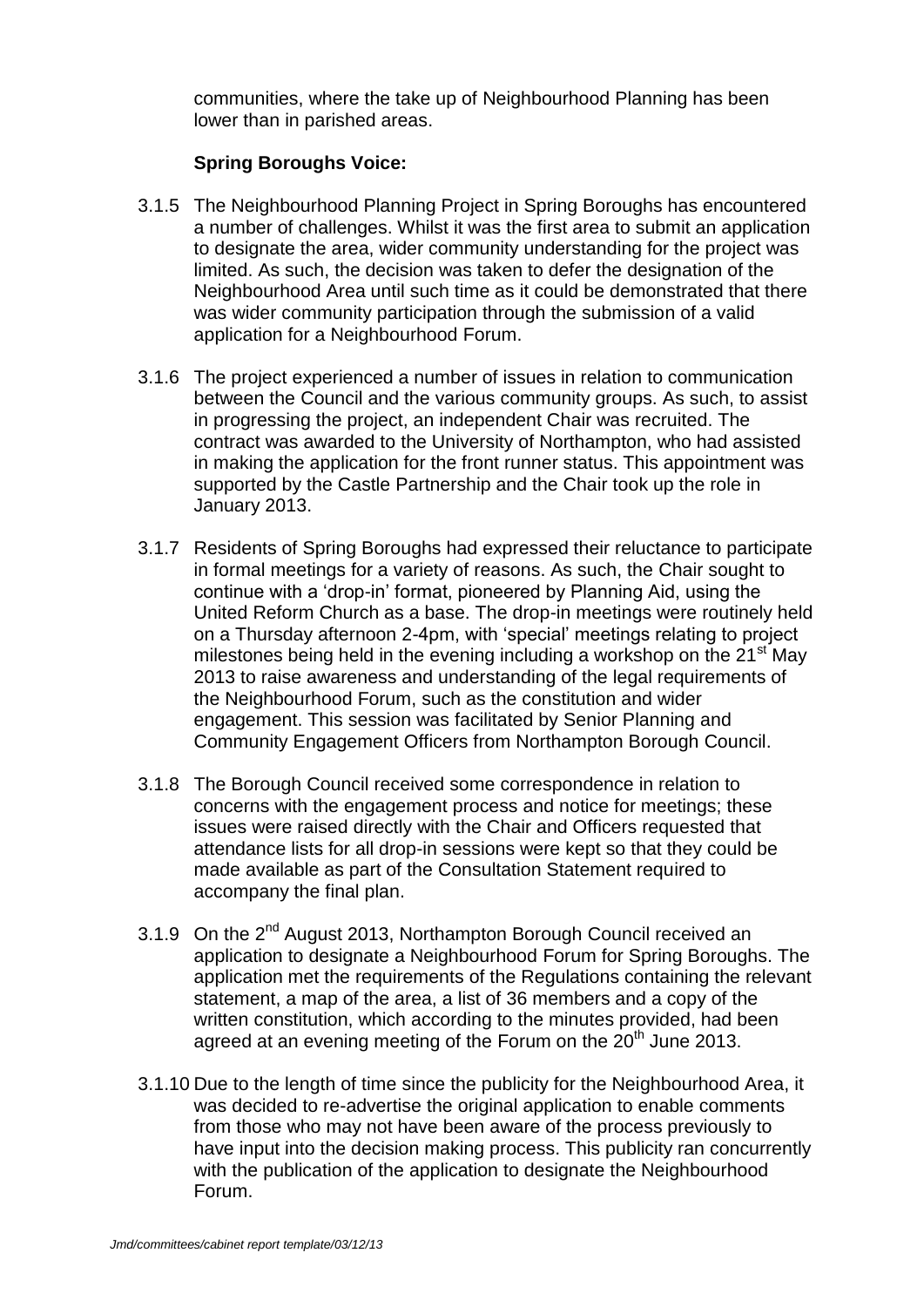communities, where the take up of Neighbourhood Planning has been lower than in parished areas.

**Spring Boroughs Voice:**

3.1.5 The Neighbourhood Planning Project in Spring Boroughs has encountered a number of challenges. Whilst it was the first area to submit an application to designate the area, wider community understanding for the project was limited. As such, the decision was taken to defer the designation of the Neighbourhood Area until such time as it could be demonstrated that there was wider community participation through the submission of a valid application for a Neighbourhood Forum.

3.1.6 The project experienced a number of issues in relation to communication between the Council and the various community groups. As such, to assist in progressing the project, an independent Chair was recruited. The contract was awarded to the University of Northampton, who had assisted in making the application for the front runner status. This appointment was supported by the Castle Partnership and the Chair took up the role in January 2013.

3.1.7 Residents of Spring Boroughs had expressed their reluctance to participate in formal meetings for a variety of reasons. As such, the Chair sought to continue with a 'drop-in' format, pioneered by Planning Aid, using the United Reform Church as a base. The drop-in meetings were routinely held on a Thursday afternoon 2-4pm, with 'special' meetings relating to project milestones being held in the evening including a workshop on the 21st May 2013 to raise awareness and understanding of the legal requirements of the Neighbourhood Forum, such as the constitution and wider engagement. This session was facilitated by Senior Planning and Community Engagement Officers from Northampton Borough Council.

3.1.8 The Borough Council received some correspondence in relation to concerns with the engagement process and notice for meetings; these issues were raised directly with the Chair and Officers requested that attendance lists for all drop-in sessions were kept so that they could be made available as part of the Consultation Statement required to accompany the final plan.

3.1.9 On the 2nd August 2013, Northampton Borough Council received an application to designate a Neighbourhood Forum for Spring Boroughs. The application met the requirements of the Regulations containing the relevant statement, a map of the area, a list of 36 members and a copy of the written constitution, which according to the minutes provided, had been agreed at an evening meeting of the Forum on the 20th June 2013.

3.1.10 Due to the length of time since the publicity for the Neighbourhood Area, it was decided to re-advertise the original application to enable comments from those who may not have been aware of the process previously to have input into the decision making process. This publicity ran concurrently with the publication of the application to designate the Neighbourhood Forum.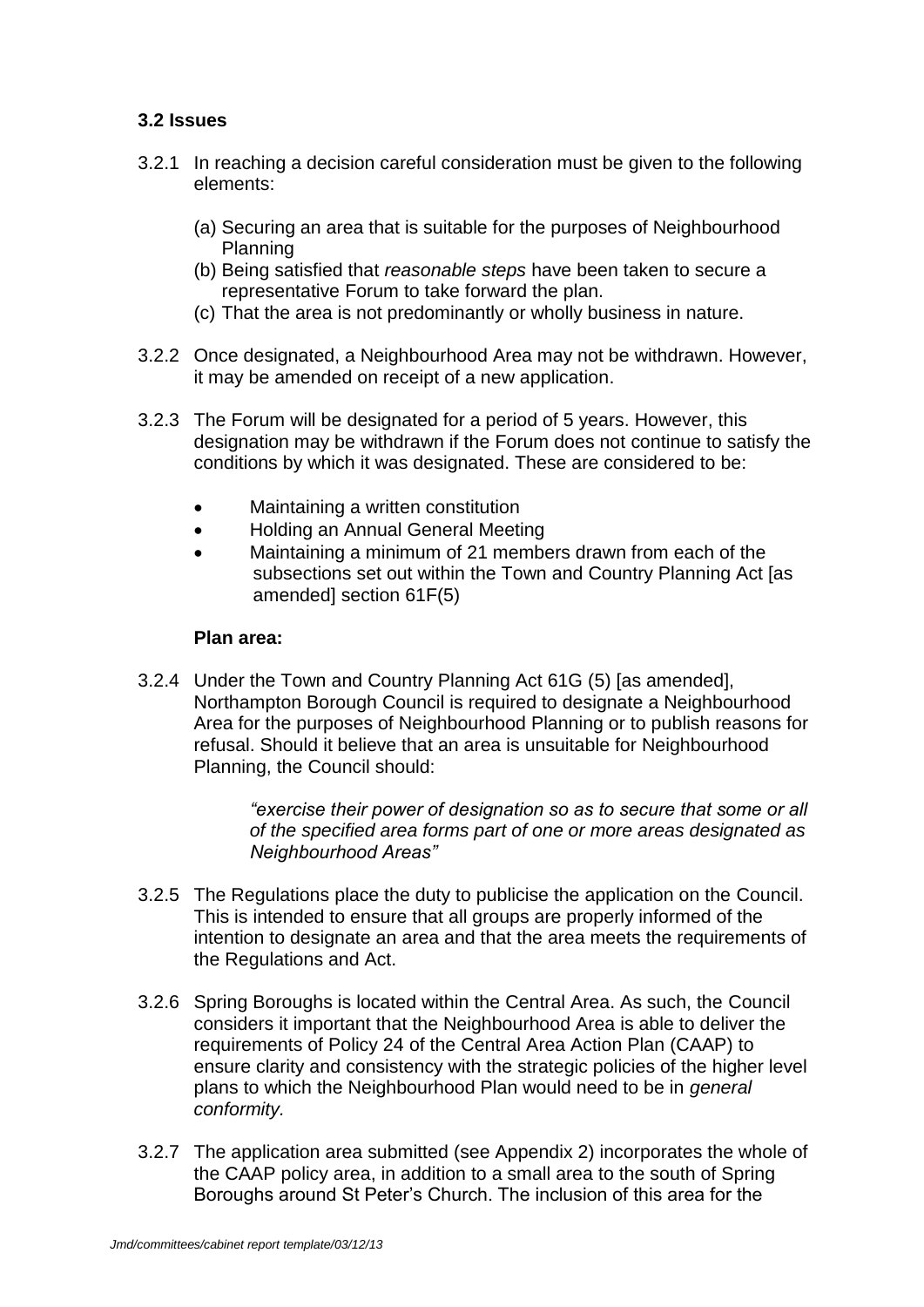### 3.2 Issues

3.2.1 In reaching a decision careful consideration must be given to the following elements:

(a) Securing an area that is suitable for the purposes of Neighbourhood Planning
(b) Being satisfied that *reasonable steps* have been taken to secure a representative Forum to take forward the plan.
(c) That the area is not predominantly or wholly business in nature.

3.2.2 Once designated, a Neighbourhood Area may not be withdrawn. However, it may be amended on receipt of a new application.

3.2.3 The Forum will be designated for a period of 5 years. However, this designation may be withdrawn if the Forum does not continue to satisfy the conditions by which it was designated. These are considered to be:

- Maintaining a written constitution
- Holding an Annual General Meeting
- Maintaining a minimum of 21 members drawn from each of the subsections set out within the Town and Country Planning Act [as amended] section 61F(5)

**Plan area:**

3.2.4 Under the Town and Country Planning Act 61G (5) [as amended], Northampton Borough Council is required to designate a Neighbourhood Area for the purposes of Neighbourhood Planning or to publish reasons for refusal. Should it believe that an area is unsuitable for Neighbourhood Planning, the Council should:

> *"exercise their power of designation so as to secure that some or all of the specified area forms part of one or more areas designated as Neighbourhood Areas"*

3.2.5 The Regulations place the duty to publicise the application on the Council. This is intended to ensure that all groups are properly informed of the intention to designate an area and that the area meets the requirements of the Regulations and Act.

3.2.6 Spring Boroughs is located within the Central Area. As such, the Council considers it important that the Neighbourhood Area is able to deliver the requirements of Policy 24 of the Central Area Action Plan (CAAP) to ensure clarity and consistency with the strategic policies of the higher level plans to which the Neighbourhood Plan would need to be in *general conformity.*

3.2.7 The application area submitted (see Appendix 2) incorporates the whole of the CAAP policy area, in addition to a small area to the south of Spring Boroughs around St Peter's Church. The inclusion of this area for the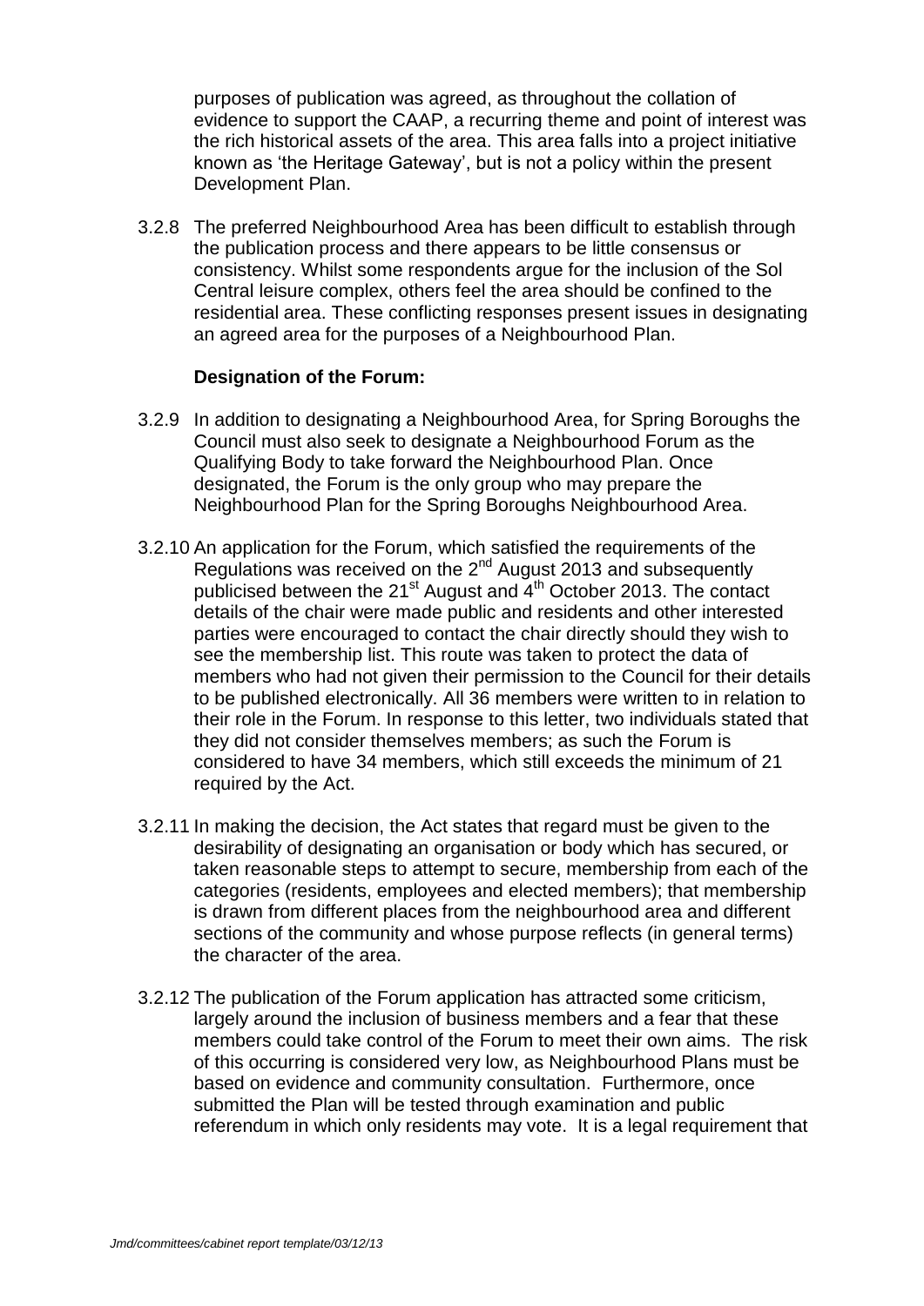purposes of publication was agreed, as throughout the collation of evidence to support the CAAP, a recurring theme and point of interest was the rich historical assets of the area. This area falls into a project initiative known as 'the Heritage Gateway', but is not a policy within the present Development Plan.

3.2.8 The preferred Neighbourhood Area has been difficult to establish through the publication process and there appears to be little consensus or consistency. Whilst some respondents argue for the inclusion of the Sol Central leisure complex, others feel the area should be confined to the residential area. These conflicting responses present issues in designating an agreed area for the purposes of a Neighbourhood Plan.

**Designation of the Forum:**

3.2.9 In addition to designating a Neighbourhood Area, for Spring Boroughs the Council must also seek to designate a Neighbourhood Forum as the Qualifying Body to take forward the Neighbourhood Plan. Once designated, the Forum is the only group who may prepare the Neighbourhood Plan for the Spring Boroughs Neighbourhood Area.

3.2.10 An application for the Forum, which satisfied the requirements of the Regulations was received on the 2nd August 2013 and subsequently publicised between the 21st August and 4th October 2013. The contact details of the chair were made public and residents and other interested parties were encouraged to contact the chair directly should they wish to see the membership list. This route was taken to protect the data of members who had not given their permission to the Council for their details to be published electronically. All 36 members were written to in relation to their role in the Forum. In response to this letter, two individuals stated that they did not consider themselves members; as such the Forum is considered to have 34 members, which still exceeds the minimum of 21 required by the Act.

3.2.11 In making the decision, the Act states that regard must be given to the desirability of designating an organisation or body which has secured, or taken reasonable steps to attempt to secure, membership from each of the categories (residents, employees and elected members); that membership is drawn from different places from the neighbourhood area and different sections of the community and whose purpose reflects (in general terms) the character of the area.

3.2.12 The publication of the Forum application has attracted some criticism, largely around the inclusion of business members and a fear that these members could take control of the Forum to meet their own aims. The risk of this occurring is considered very low, as Neighbourhood Plans must be based on evidence and community consultation. Furthermore, once submitted the Plan will be tested through examination and public referendum in which only residents may vote. It is a legal requirement that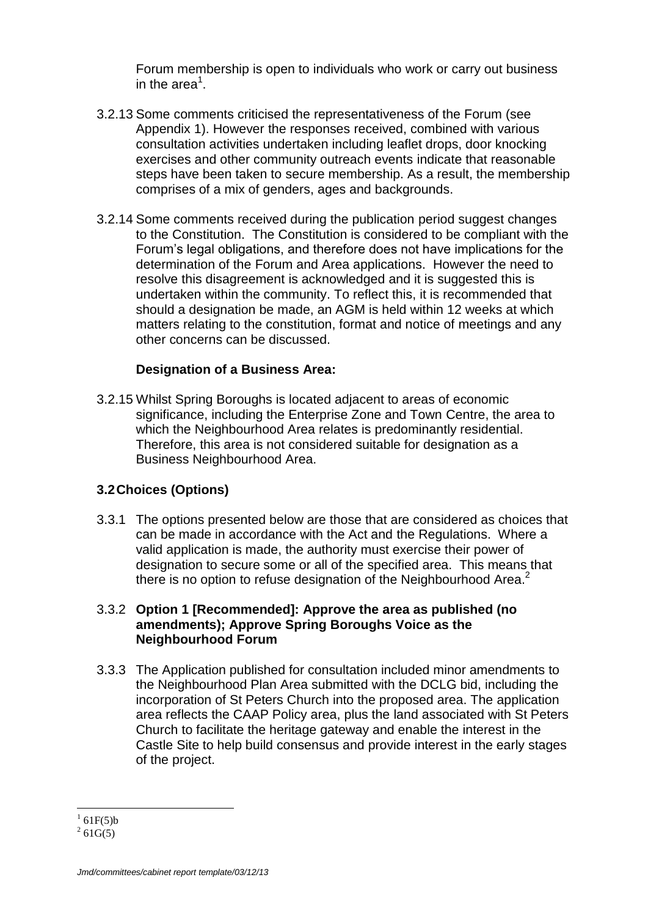Forum membership is open to individuals who work or carry out business in the area[1].

3.2.13 Some comments criticised the representativeness of the Forum (see Appendix 1). However the responses received, combined with various consultation activities undertaken including leaflet drops, door knocking exercises and other community outreach events indicate that reasonable steps have been taken to secure membership. As a result, the membership comprises of a mix of genders, ages and backgrounds.

3.2.14 Some comments received during the publication period suggest changes to the Constitution. The Constitution is considered to be compliant with the Forum's legal obligations, and therefore does not have implications for the determination of the Forum and Area applications. However the need to resolve this disagreement is acknowledged and it is suggested this is undertaken within the community. To reflect this, it is recommended that should a designation be made, an AGM is held within 12 weeks at which matters relating to the constitution, format and notice of meetings and any other concerns can be discussed.

**Designation of a Business Area:**

3.2.15 Whilst Spring Boroughs is located adjacent to areas of economic significance, including the Enterprise Zone and Town Centre, the area to which the Neighbourhood Area relates is predominantly residential. Therefore, this area is not considered suitable for designation as a Business Neighbourhood Area.

## 3.2 Choices (Options)

3.3.1 The options presented below are those that are considered as choices that can be made in accordance with the Act and the Regulations. Where a valid application is made, the authority must exercise their power of designation to secure some or all of the specified area. This means that there is no option to refuse designation of the Neighbourhood Area.[2]

3.3.2 **Option 1 [Recommended]: Approve the area as published (no amendments); Approve Spring Boroughs Voice as the Neighbourhood Forum**

3.3.3 The Application published for consultation included minor amendments to the Neighbourhood Plan Area submitted with the DCLG bid, including the incorporation of St Peters Church into the proposed area. The application area reflects the CAAP Policy area, plus the land associated with St Peters Church to facilitate the heritage gateway and enable the interest in the Castle Site to help build consensus and provide interest in the early stages of the project.

---

[1] 61F(5)b

[2] 61G(5)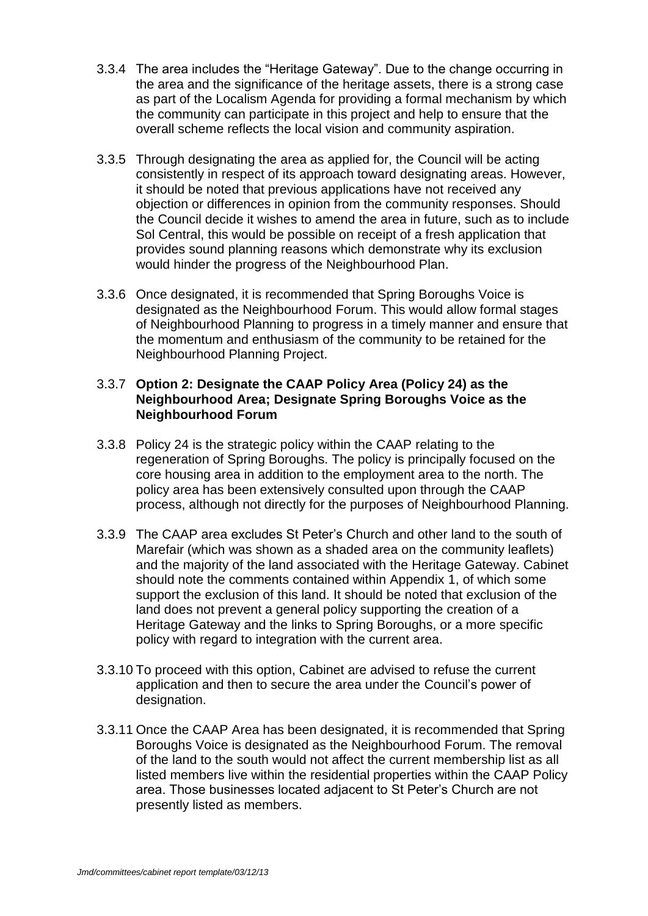3.3.4 The area includes the "Heritage Gateway". Due to the change occurring in the area and the significance of the heritage assets, there is a strong case as part of the Localism Agenda for providing a formal mechanism by which the community can participate in this project and help to ensure that the overall scheme reflects the local vision and community aspiration.

3.3.5 Through designating the area as applied for, the Council will be acting consistently in respect of its approach toward designating areas. However, it should be noted that previous applications have not received any objection or differences in opinion from the community responses. Should the Council decide it wishes to amend the area in future, such as to include Sol Central, this would be possible on receipt of a fresh application that provides sound planning reasons which demonstrate why its exclusion would hinder the progress of the Neighbourhood Plan.

3.3.6 Once designated, it is recommended that Spring Boroughs Voice is designated as the Neighbourhood Forum. This would allow formal stages of Neighbourhood Planning to progress in a timely manner and ensure that the momentum and enthusiasm of the community to be retained for the Neighbourhood Planning Project.

3.3.7 **Option 2: Designate the CAAP Policy Area (Policy 24) as the Neighbourhood Area; Designate Spring Boroughs Voice as the Neighbourhood Forum**

3.3.8 Policy 24 is the strategic policy within the CAAP relating to the regeneration of Spring Boroughs. The policy is principally focused on the core housing area in addition to the employment area to the north. The policy area has been extensively consulted upon through the CAAP process, although not directly for the purposes of Neighbourhood Planning.

3.3.9 The CAAP area excludes St Peter's Church and other land to the south of Marefair (which was shown as a shaded area on the community leaflets) and the majority of the land associated with the Heritage Gateway. Cabinet should note the comments contained within Appendix 1, of which some support the exclusion of this land. It should be noted that exclusion of the land does not prevent a general policy supporting the creation of a Heritage Gateway and the links to Spring Boroughs, or a more specific policy with regard to integration with the current area.

3.3.10 To proceed with this option, Cabinet are advised to refuse the current application and then to secure the area under the Council's power of designation.

3.3.11 Once the CAAP Area has been designated, it is recommended that Spring Boroughs Voice is designated as the Neighbourhood Forum. The removal of the land to the south would not affect the current membership list as all listed members live within the residential properties within the CAAP Policy area. Those businesses located adjacent to St Peter's Church are not presently listed as members.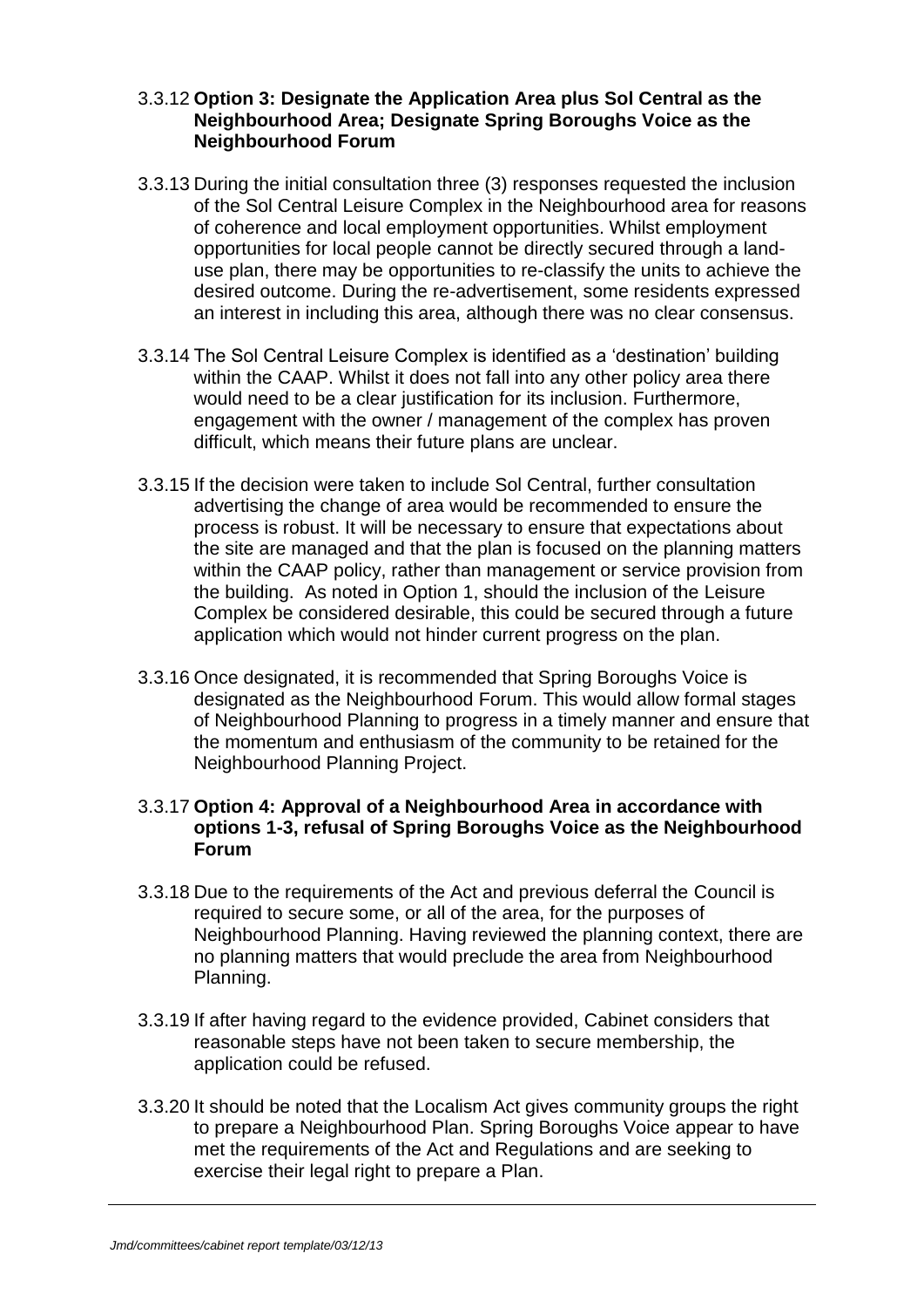3.3.12 **Option 3: Designate the Application Area plus Sol Central as the Neighbourhood Area; Designate Spring Boroughs Voice as the Neighbourhood Forum**

3.3.13 During the initial consultation three (3) responses requested the inclusion of the Sol Central Leisure Complex in the Neighbourhood area for reasons of coherence and local employment opportunities. Whilst employment opportunities for local people cannot be directly secured through a land-use plan, there may be opportunities to re-classify the units to achieve the desired outcome. During the re-advertisement, some residents expressed an interest in including this area, although there was no clear consensus.

3.3.14 The Sol Central Leisure Complex is identified as a 'destination' building within the CAAP. Whilst it does not fall into any other policy area there would need to be a clear justification for its inclusion. Furthermore, engagement with the owner / management of the complex has proven difficult, which means their future plans are unclear.

3.3.15 If the decision were taken to include Sol Central, further consultation advertising the change of area would be recommended to ensure the process is robust. It will be necessary to ensure that expectations about the site are managed and that the plan is focused on the planning matters within the CAAP policy, rather than management or service provision from the building. As noted in Option 1, should the inclusion of the Leisure Complex be considered desirable, this could be secured through a future application which would not hinder current progress on the plan.

3.3.16 Once designated, it is recommended that Spring Boroughs Voice is designated as the Neighbourhood Forum. This would allow formal stages of Neighbourhood Planning to progress in a timely manner and ensure that the momentum and enthusiasm of the community to be retained for the Neighbourhood Planning Project.

3.3.17 **Option 4: Approval of a Neighbourhood Area in accordance with options 1-3, refusal of Spring Boroughs Voice as the Neighbourhood Forum**

3.3.18 Due to the requirements of the Act and previous deferral the Council is required to secure some, or all of the area, for the purposes of Neighbourhood Planning. Having reviewed the planning context, there are no planning matters that would preclude the area from Neighbourhood Planning.

3.3.19 If after having regard to the evidence provided, Cabinet considers that reasonable steps have not been taken to secure membership, the application could be refused.

3.3.20 It should be noted that the Localism Act gives community groups the right to prepare a Neighbourhood Plan. Spring Boroughs Voice appear to have met the requirements of the Act and Regulations and are seeking to exercise their legal right to prepare a Plan.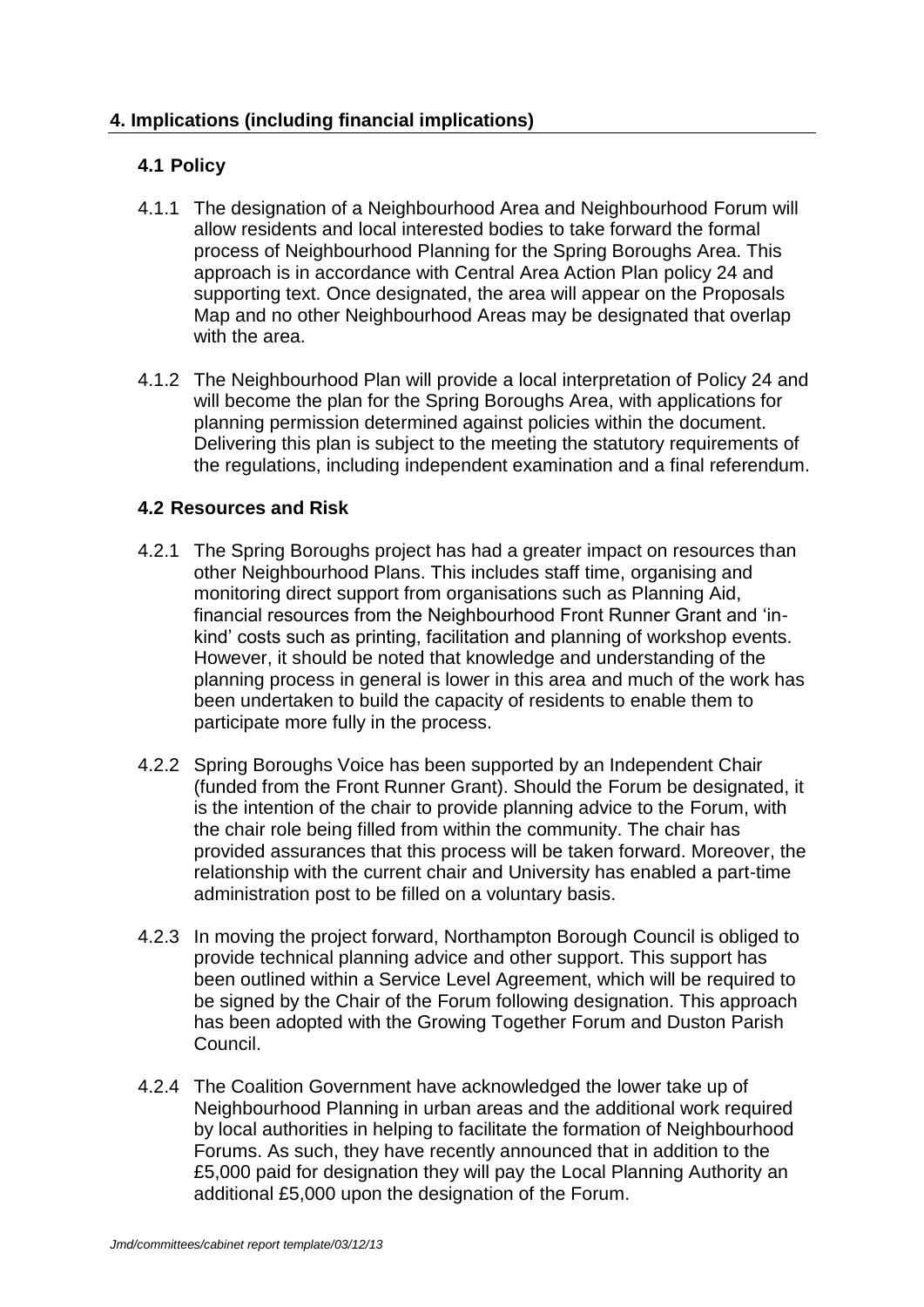## 4. Implications (including financial implications)

### 4.1 Policy

4.1.1 The designation of a Neighbourhood Area and Neighbourhood Forum will allow residents and local interested bodies to take forward the formal process of Neighbourhood Planning for the Spring Boroughs Area. This approach is in accordance with Central Area Action Plan policy 24 and supporting text. Once designated, the area will appear on the Proposals Map and no other Neighbourhood Areas may be designated that overlap with the area.

4.1.2 The Neighbourhood Plan will provide a local interpretation of Policy 24 and will become the plan for the Spring Boroughs Area, with applications for planning permission determined against policies within the document. Delivering this plan is subject to the meeting the statutory requirements of the regulations, including independent examination and a final referendum.

### 4.2 Resources and Risk

4.2.1 The Spring Boroughs project has had a greater impact on resources than other Neighbourhood Plans. This includes staff time, organising and monitoring direct support from organisations such as Planning Aid, financial resources from the Neighbourhood Front Runner Grant and 'in-kind' costs such as printing, facilitation and planning of workshop events. However, it should be noted that knowledge and understanding of the planning process in general is lower in this area and much of the work has been undertaken to build the capacity of residents to enable them to participate more fully in the process.

4.2.2 Spring Boroughs Voice has been supported by an Independent Chair (funded from the Front Runner Grant). Should the Forum be designated, it is the intention of the chair to provide planning advice to the Forum, with the chair role being filled from within the community. The chair has provided assurances that this process will be taken forward. Moreover, the relationship with the current chair and University has enabled a part-time administration post to be filled on a voluntary basis.

4.2.3 In moving the project forward, Northampton Borough Council is obliged to provide technical planning advice and other support. This support has been outlined within a Service Level Agreement, which will be required to be signed by the Chair of the Forum following designation. This approach has been adopted with the Growing Together Forum and Duston Parish Council.

4.2.4 The Coalition Government have acknowledged the lower take up of Neighbourhood Planning in urban areas and the additional work required by local authorities in helping to facilitate the formation of Neighbourhood Forums. As such, they have recently announced that in addition to the £5,000 paid for designation they will pay the Local Planning Authority an additional £5,000 upon the designation of the Forum.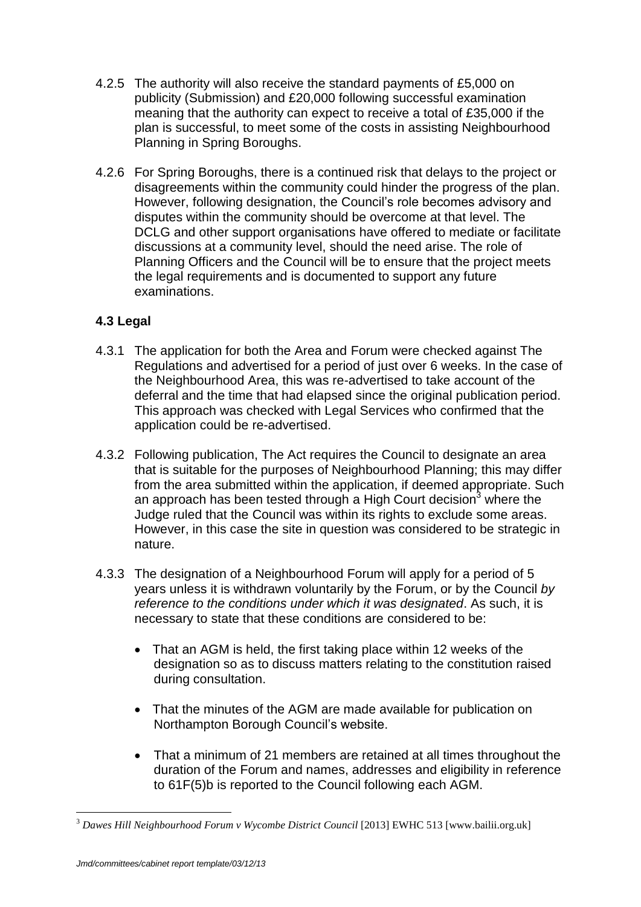4.2.5 The authority will also receive the standard payments of £5,000 on publicity (Submission) and £20,000 following successful examination meaning that the authority can expect to receive a total of £35,000 if the plan is successful, to meet some of the costs in assisting Neighbourhood Planning in Spring Boroughs.

4.2.6 For Spring Boroughs, there is a continued risk that delays to the project or disagreements within the community could hinder the progress of the plan. However, following designation, the Council's role becomes advisory and disputes within the community should be overcome at that level. The DCLG and other support organisations have offered to mediate or facilitate discussions at a community level, should the need arise. The role of Planning Officers and the Council will be to ensure that the project meets the legal requirements and is documented to support any future examinations.

### 4.3 Legal

4.3.1 The application for both the Area and Forum were checked against The Regulations and advertised for a period of just over 6 weeks. In the case of the Neighbourhood Area, this was re-advertised to take account of the deferral and the time that had elapsed since the original publication period. This approach was checked with Legal Services who confirmed that the application could be re-advertised.

4.3.2 Following publication, The Act requires the Council to designate an area that is suitable for the purposes of Neighbourhood Planning; this may differ from the area submitted within the application, if deemed appropriate. Such an approach has been tested through a High Court decision[3] where the Judge ruled that the Council was within its rights to exclude some areas. However, in this case the site in question was considered to be strategic in nature.

4.3.3 The designation of a Neighbourhood Forum will apply for a period of 5 years unless it is withdrawn voluntarily by the Forum, or by the Council *by reference to the conditions under which it was designated*. As such, it is necessary to state that these conditions are considered to be:

- That an AGM is held, the first taking place within 12 weeks of the designation so as to discuss matters relating to the constitution raised during consultation.
- That the minutes of the AGM are made available for publication on Northampton Borough Council's website.
- That a minimum of 21 members are retained at all times throughout the duration of the Forum and names, addresses and eligibility in reference to 61F(5)b is reported to the Council following each AGM.

---

[3] *Dawes Hill Neighbourhood Forum v Wycombe District Council* [2013] EWHC 513 [www.bailii.org.uk]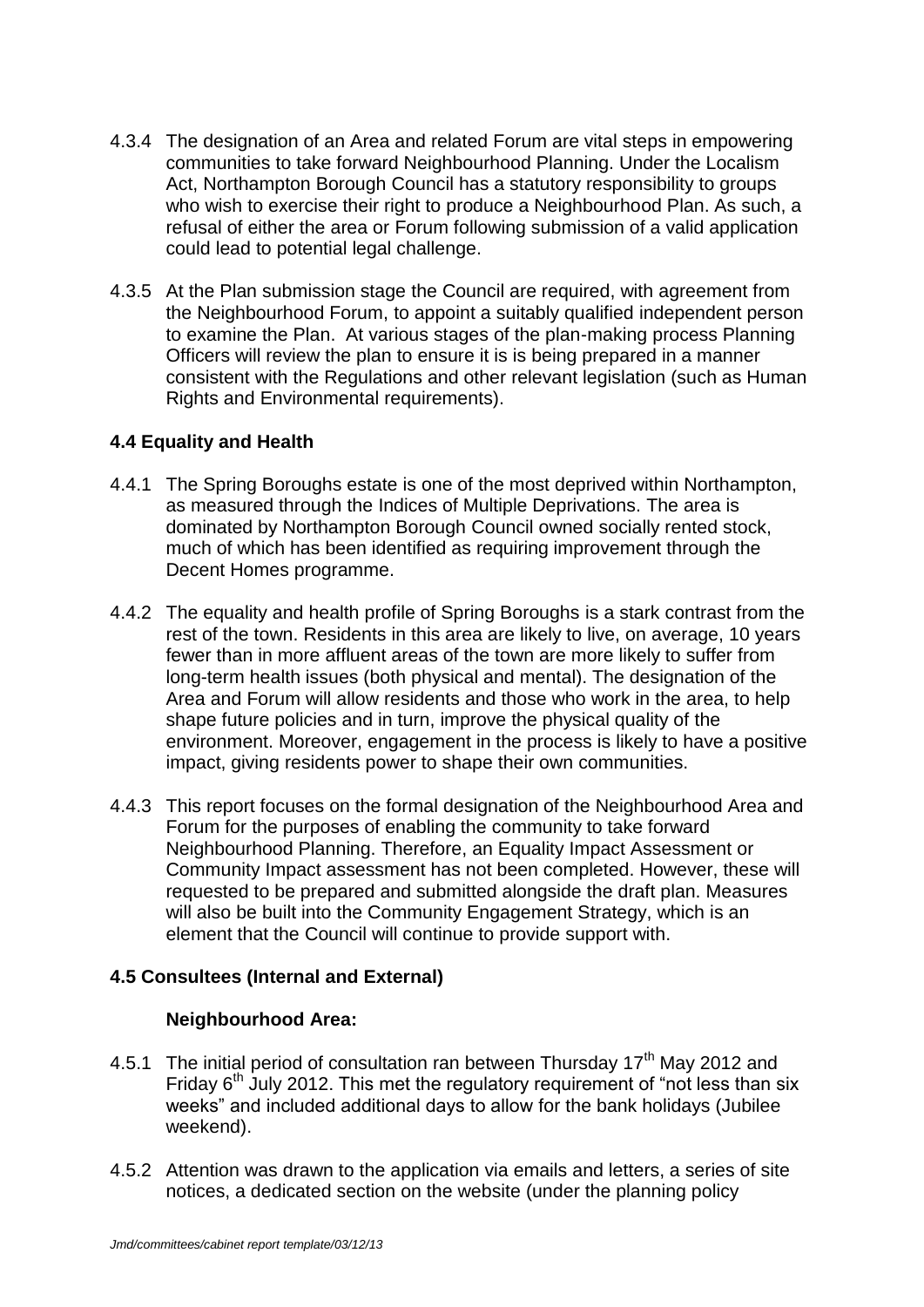4.3.4 The designation of an Area and related Forum are vital steps in empowering communities to take forward Neighbourhood Planning. Under the Localism Act, Northampton Borough Council has a statutory responsibility to groups who wish to exercise their right to produce a Neighbourhood Plan. As such, a refusal of either the area or Forum following submission of a valid application could lead to potential legal challenge.

4.3.5 At the Plan submission stage the Council are required, with agreement from the Neighbourhood Forum, to appoint a suitably qualified independent person to examine the Plan. At various stages of the plan-making process Planning Officers will review the plan to ensure it is is being prepared in a manner consistent with the Regulations and other relevant legislation (such as Human Rights and Environmental requirements).

### 4.4 Equality and Health

4.4.1 The Spring Boroughs estate is one of the most deprived within Northampton, as measured through the Indices of Multiple Deprivations. The area is dominated by Northampton Borough Council owned socially rented stock, much of which has been identified as requiring improvement through the Decent Homes programme.

4.4.2 The equality and health profile of Spring Boroughs is a stark contrast from the rest of the town. Residents in this area are likely to live, on average, 10 years fewer than in more affluent areas of the town are more likely to suffer from long-term health issues (both physical and mental). The designation of the Area and Forum will allow residents and those who work in the area, to help shape future policies and in turn, improve the physical quality of the environment. Moreover, engagement in the process is likely to have a positive impact, giving residents power to shape their own communities.

4.4.3 This report focuses on the formal designation of the Neighbourhood Area and Forum for the purposes of enabling the community to take forward Neighbourhood Planning. Therefore, an Equality Impact Assessment or Community Impact assessment has not been completed. However, these will requested to be prepared and submitted alongside the draft plan. Measures will also be built into the Community Engagement Strategy, which is an element that the Council will continue to provide support with.

### 4.5 Consultees (Internal and External)

**Neighbourhood Area:**

4.5.1 The initial period of consultation ran between Thursday 17th May 2012 and Friday 6th July 2012. This met the regulatory requirement of "not less than six weeks" and included additional days to allow for the bank holidays (Jubilee weekend).

4.5.2 Attention was drawn to the application via emails and letters, a series of site notices, a dedicated section on the website (under the planning policy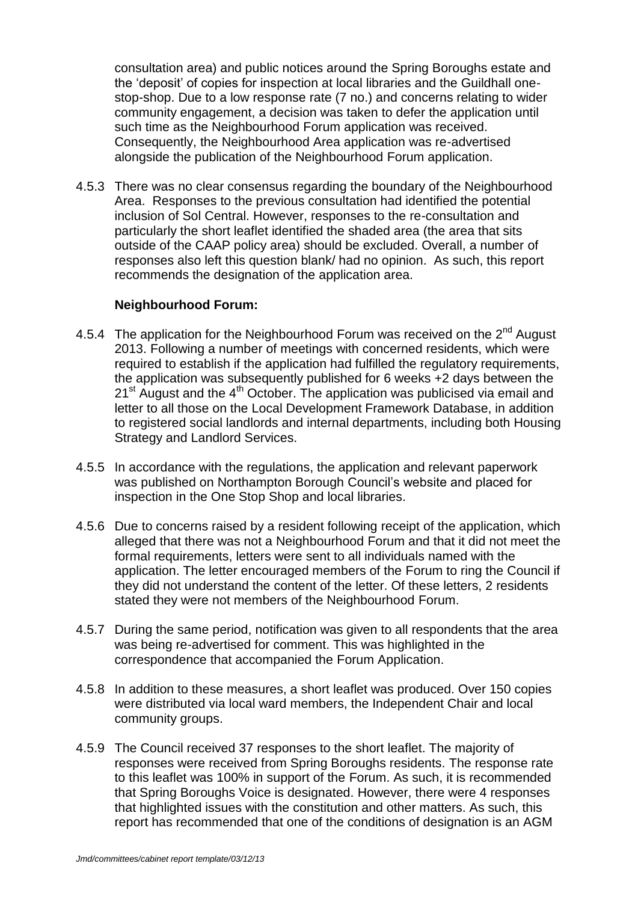consultation area) and public notices around the Spring Boroughs estate and the 'deposit' of copies for inspection at local libraries and the Guildhall one-stop-shop. Due to a low response rate (7 no.) and concerns relating to wider community engagement, a decision was taken to defer the application until such time as the Neighbourhood Forum application was received. Consequently, the Neighbourhood Area application was re-advertised alongside the publication of the Neighbourhood Forum application.

4.5.3 There was no clear consensus regarding the boundary of the Neighbourhood Area. Responses to the previous consultation had identified the potential inclusion of Sol Central. However, responses to the re-consultation and particularly the short leaflet identified the shaded area (the area that sits outside of the CAAP policy area) should be excluded. Overall, a number of responses also left this question blank/ had no opinion. As such, this report recommends the designation of the application area.

**Neighbourhood Forum:**

4.5.4 The application for the Neighbourhood Forum was received on the 2nd August 2013. Following a number of meetings with concerned residents, which were required to establish if the application had fulfilled the regulatory requirements, the application was subsequently published for 6 weeks +2 days between the 21st August and the 4th October. The application was publicised via email and letter to all those on the Local Development Framework Database, in addition to registered social landlords and internal departments, including both Housing Strategy and Landlord Services.

4.5.5 In accordance with the regulations, the application and relevant paperwork was published on Northampton Borough Council's website and placed for inspection in the One Stop Shop and local libraries.

4.5.6 Due to concerns raised by a resident following receipt of the application, which alleged that there was not a Neighbourhood Forum and that it did not meet the formal requirements, letters were sent to all individuals named with the application. The letter encouraged members of the Forum to ring the Council if they did not understand the content of the letter. Of these letters, 2 residents stated they were not members of the Neighbourhood Forum.

4.5.7 During the same period, notification was given to all respondents that the area was being re-advertised for comment. This was highlighted in the correspondence that accompanied the Forum Application.

4.5.8 In addition to these measures, a short leaflet was produced. Over 150 copies were distributed via local ward members, the Independent Chair and local community groups.

4.5.9 The Council received 37 responses to the short leaflet. The majority of responses were received from Spring Boroughs residents. The response rate to this leaflet was 100% in support of the Forum. As such, it is recommended that Spring Boroughs Voice is designated. However, there were 4 responses that highlighted issues with the constitution and other matters. As such, this report has recommended that one of the conditions of designation is an AGM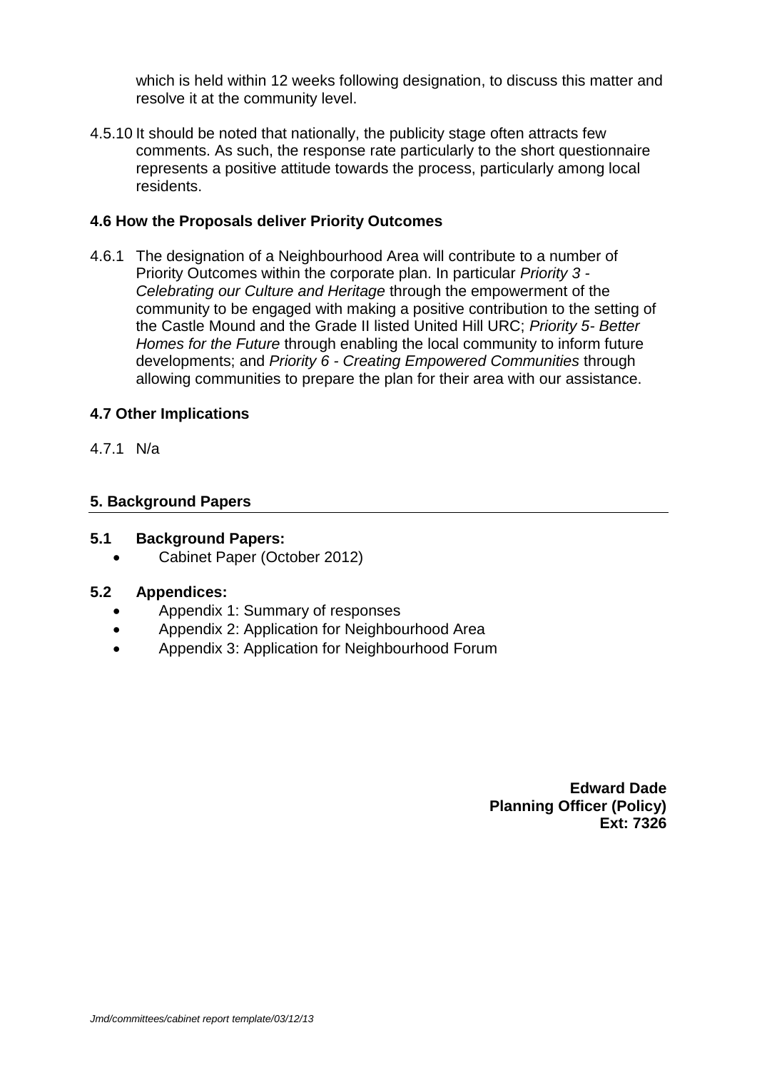which is held within 12 weeks following designation, to discuss this matter and resolve it at the community level.

4.5.10 It should be noted that nationally, the publicity stage often attracts few comments. As such, the response rate particularly to the short questionnaire represents a positive attitude towards the process, particularly among local residents.

### 4.6 How the Proposals deliver Priority Outcomes

4.6.1 The designation of a Neighbourhood Area will contribute to a number of Priority Outcomes within the corporate plan. In particular *Priority 3 - Celebrating our Culture and Heritage* through the empowerment of the community to be engaged with making a positive contribution to the setting of the Castle Mound and the Grade II listed United Hill URC; *Priority 5- Better Homes for the Future* through enabling the local community to inform future developments; and *Priority 6 - Creating Empowered Communities* through allowing communities to prepare the plan for their area with our assistance.

### 4.7 Other Implications

4.7.1 N/a

## 5. Background Papers

### 5.1 Background Papers:

- Cabinet Paper (October 2012)

### 5.2 Appendices:

- Appendix 1: Summary of responses
- Appendix 2: Application for Neighbourhood Area
- Appendix 3: Application for Neighbourhood Forum

**Edward Dade**
**Planning Officer (Policy)**
**Ext: 7326**

*Jmd/committees/cabinet report template/03/12/13*